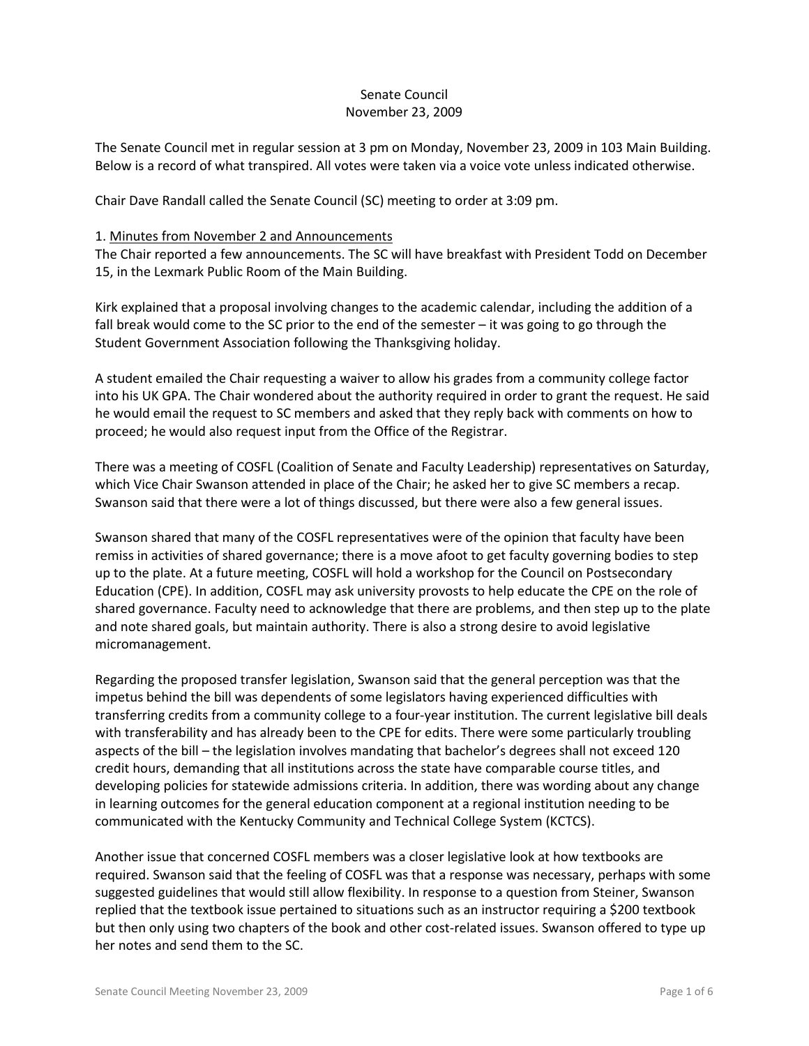Senate Council
November 23, 2009

The Senate Council met in regular session at 3 pm on Monday, November 23, 2009 in 103 Main Building. Below is a record of what transpired. All votes were taken via a voice vote unless indicated otherwise.

Chair Dave Randall called the Senate Council (SC) meeting to order at 3:09 pm.

1. Minutes from November 2 and Announcements

The Chair reported a few announcements. The SC will have breakfast with President Todd on December 15, in the Lexmark Public Room of the Main Building.

Kirk explained that a proposal involving changes to the academic calendar, including the addition of a fall break would come to the SC prior to the end of the semester – it was going to go through the Student Government Association following the Thanksgiving holiday.

A student emailed the Chair requesting a waiver to allow his grades from a community college factor into his UK GPA. The Chair wondered about the authority required in order to grant the request. He said he would email the request to SC members and asked that they reply back with comments on how to proceed; he would also request input from the Office of the Registrar.

There was a meeting of COSFL (Coalition of Senate and Faculty Leadership) representatives on Saturday, which Vice Chair Swanson attended in place of the Chair; he asked her to give SC members a recap. Swanson said that there were a lot of things discussed, but there were also a few general issues.

Swanson shared that many of the COSFL representatives were of the opinion that faculty have been remiss in activities of shared governance; there is a move afoot to get faculty governing bodies to step up to the plate. At a future meeting, COSFL will hold a workshop for the Council on Postsecondary Education (CPE). In addition, COSFL may ask university provosts to help educate the CPE on the role of shared governance. Faculty need to acknowledge that there are problems, and then step up to the plate and note shared goals, but maintain authority. There is also a strong desire to avoid legislative micromanagement.

Regarding the proposed transfer legislation, Swanson said that the general perception was that the impetus behind the bill was dependents of some legislators having experienced difficulties with transferring credits from a community college to a four-year institution. The current legislative bill deals with transferability and has already been to the CPE for edits. There were some particularly troubling aspects of the bill – the legislation involves mandating that bachelor's degrees shall not exceed 120 credit hours, demanding that all institutions across the state have comparable course titles, and developing policies for statewide admissions criteria. In addition, there was wording about any change in learning outcomes for the general education component at a regional institution needing to be communicated with the Kentucky Community and Technical College System (KCTCS).

Another issue that concerned COSFL members was a closer legislative look at how textbooks are required. Swanson said that the feeling of COSFL was that a response was necessary, perhaps with some suggested guidelines that would still allow flexibility. In response to a question from Steiner, Swanson replied that the textbook issue pertained to situations such as an instructor requiring a $200 textbook but then only using two chapters of the book and other cost-related issues. Swanson offered to type up her notes and send them to the SC.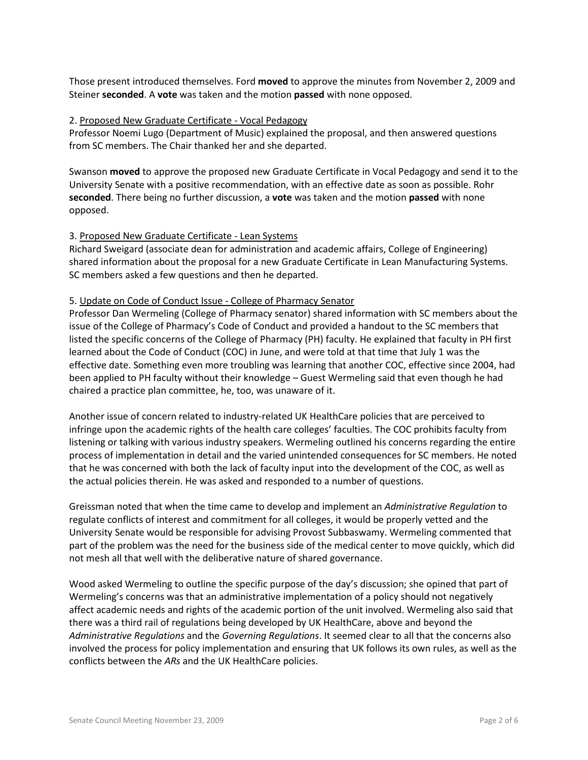Those present introduced themselves. Ford **moved** to approve the minutes from November 2, 2009 and Steiner **seconded**. A **vote** was taken and the motion **passed** with none opposed.

2. Proposed New Graduate Certificate - Vocal Pedagogy

Professor Noemi Lugo (Department of Music) explained the proposal, and then answered questions from SC members. The Chair thanked her and she departed.

Swanson **moved** to approve the proposed new Graduate Certificate in Vocal Pedagogy and send it to the University Senate with a positive recommendation, with an effective date as soon as possible. Rohr **seconded**. There being no further discussion, a **vote** was taken and the motion **passed** with none opposed.

3. Proposed New Graduate Certificate - Lean Systems

Richard Sweigard (associate dean for administration and academic affairs, College of Engineering) shared information about the proposal for a new Graduate Certificate in Lean Manufacturing Systems. SC members asked a few questions and then he departed.

5. Update on Code of Conduct Issue - College of Pharmacy Senator

Professor Dan Wermeling (College of Pharmacy senator) shared information with SC members about the issue of the College of Pharmacy's Code of Conduct and provided a handout to the SC members that listed the specific concerns of the College of Pharmacy (PH) faculty. He explained that faculty in PH first learned about the Code of Conduct (COC) in June, and were told at that time that July 1 was the effective date. Something even more troubling was learning that another COC, effective since 2004, had been applied to PH faculty without their knowledge – Guest Wermeling said that even though he had chaired a practice plan committee, he, too, was unaware of it.

Another issue of concern related to industry-related UK HealthCare policies that are perceived to infringe upon the academic rights of the health care colleges' faculties. The COC prohibits faculty from listening or talking with various industry speakers. Wermeling outlined his concerns regarding the entire process of implementation in detail and the varied unintended consequences for SC members. He noted that he was concerned with both the lack of faculty input into the development of the COC, as well as the actual policies therein. He was asked and responded to a number of questions.

Greissman noted that when the time came to develop and implement an *Administrative Regulation* to regulate conflicts of interest and commitment for all colleges, it would be properly vetted and the University Senate would be responsible for advising Provost Subbaswamy. Wermeling commented that part of the problem was the need for the business side of the medical center to move quickly, which did not mesh all that well with the deliberative nature of shared governance.

Wood asked Wermeling to outline the specific purpose of the day's discussion; she opined that part of Wermeling's concerns was that an administrative implementation of a policy should not negatively affect academic needs and rights of the academic portion of the unit involved. Wermeling also said that there was a third rail of regulations being developed by UK HealthCare, above and beyond the *Administrative Regulations* and the *Governing Regulations*. It seemed clear to all that the concerns also involved the process for policy implementation and ensuring that UK follows its own rules, as well as the conflicts between the *ARs* and the UK HealthCare policies.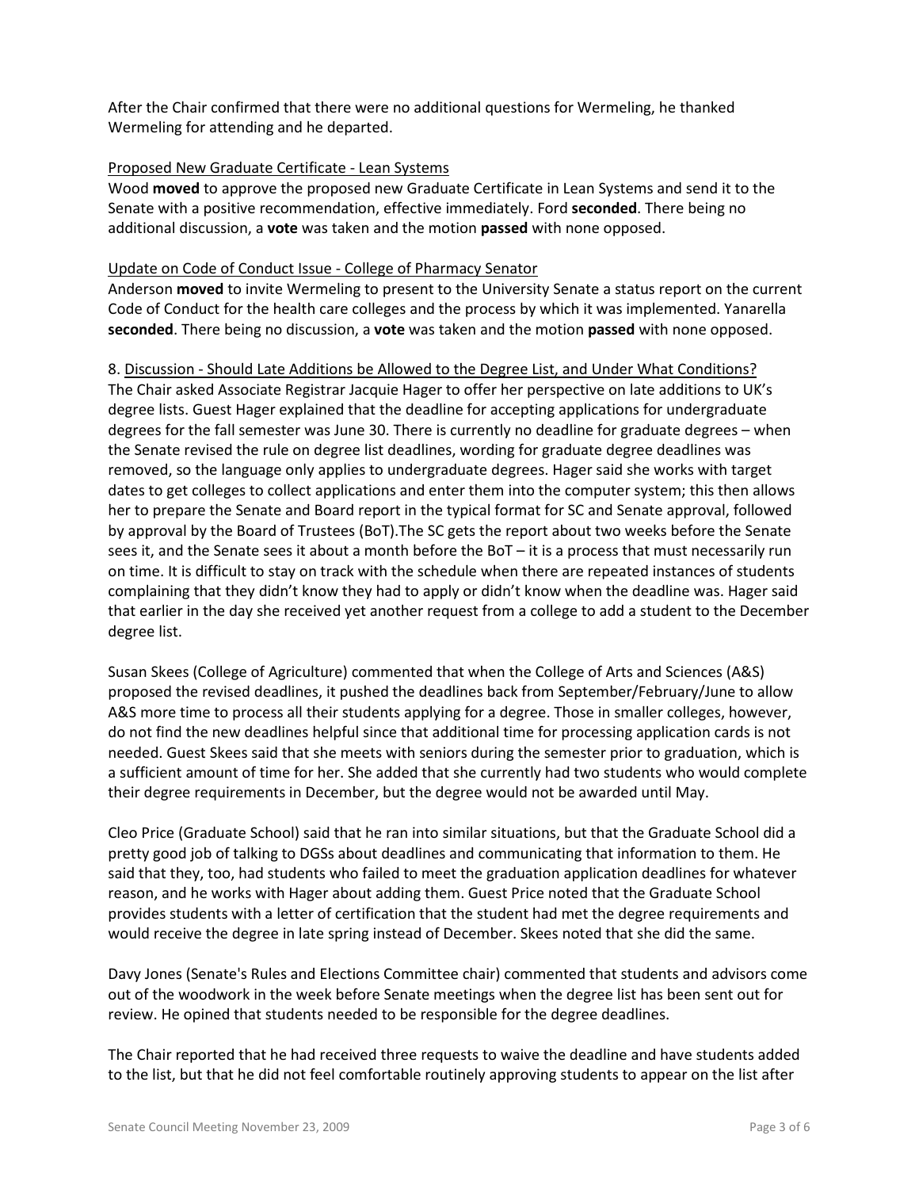After the Chair confirmed that there were no additional questions for Wermeling, he thanked Wermeling for attending and he departed.

Proposed New Graduate Certificate - Lean Systems

Wood **moved** to approve the proposed new Graduate Certificate in Lean Systems and send it to the Senate with a positive recommendation, effective immediately. Ford **seconded**. There being no additional discussion, a **vote** was taken and the motion **passed** with none opposed.

Update on Code of Conduct Issue - College of Pharmacy Senator

Anderson **moved** to invite Wermeling to present to the University Senate a status report on the current Code of Conduct for the health care colleges and the process by which it was implemented. Yanarella **seconded**. There being no discussion, a **vote** was taken and the motion **passed** with none opposed.

8. Discussion - Should Late Additions be Allowed to the Degree List, and Under What Conditions?

The Chair asked Associate Registrar Jacquie Hager to offer her perspective on late additions to UK's degree lists. Guest Hager explained that the deadline for accepting applications for undergraduate degrees for the fall semester was June 30. There is currently no deadline for graduate degrees – when the Senate revised the rule on degree list deadlines, wording for graduate degree deadlines was removed, so the language only applies to undergraduate degrees. Hager said she works with target dates to get colleges to collect applications and enter them into the computer system; this then allows her to prepare the Senate and Board report in the typical format for SC and Senate approval, followed by approval by the Board of Trustees (BoT).The SC gets the report about two weeks before the Senate sees it, and the Senate sees it about a month before the BoT – it is a process that must necessarily run on time. It is difficult to stay on track with the schedule when there are repeated instances of students complaining that they didn't know they had to apply or didn't know when the deadline was. Hager said that earlier in the day she received yet another request from a college to add a student to the December degree list.

Susan Skees (College of Agriculture) commented that when the College of Arts and Sciences (A&S) proposed the revised deadlines, it pushed the deadlines back from September/February/June to allow A&S more time to process all their students applying for a degree. Those in smaller colleges, however, do not find the new deadlines helpful since that additional time for processing application cards is not needed. Guest Skees said that she meets with seniors during the semester prior to graduation, which is a sufficient amount of time for her. She added that she currently had two students who would complete their degree requirements in December, but the degree would not be awarded until May.

Cleo Price (Graduate School) said that he ran into similar situations, but that the Graduate School did a pretty good job of talking to DGSs about deadlines and communicating that information to them. He said that they, too, had students who failed to meet the graduation application deadlines for whatever reason, and he works with Hager about adding them. Guest Price noted that the Graduate School provides students with a letter of certification that the student had met the degree requirements and would receive the degree in late spring instead of December. Skees noted that she did the same.

Davy Jones (Senate's Rules and Elections Committee chair) commented that students and advisors come out of the woodwork in the week before Senate meetings when the degree list has been sent out for review. He opined that students needed to be responsible for the degree deadlines.

The Chair reported that he had received three requests to waive the deadline and have students added to the list, but that he did not feel comfortable routinely approving students to appear on the list after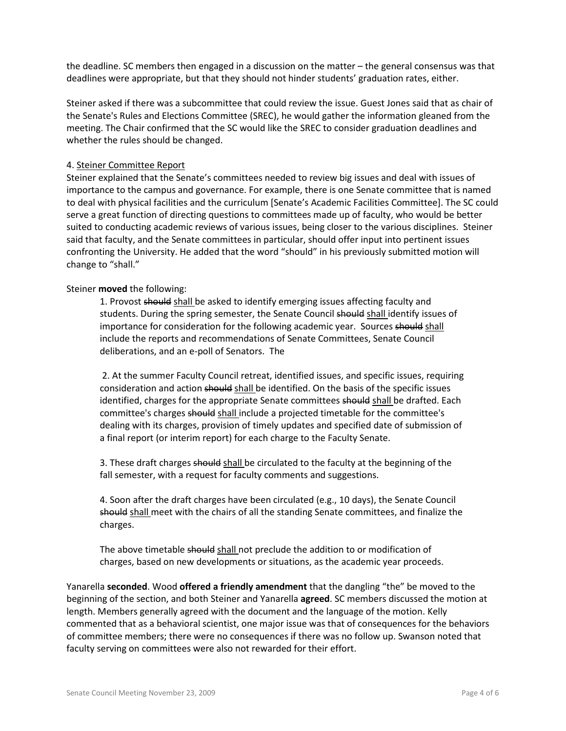the deadline. SC members then engaged in a discussion on the matter – the general consensus was that deadlines were appropriate, but that they should not hinder students' graduation rates, either.

Steiner asked if there was a subcommittee that could review the issue. Guest Jones said that as chair of the Senate's Rules and Elections Committee (SREC), he would gather the information gleaned from the meeting. The Chair confirmed that the SC would like the SREC to consider graduation deadlines and whether the rules should be changed.

4. <u>Steiner Committee Report</u>

Steiner explained that the Senate's committees needed to review big issues and deal with issues of importance to the campus and governance. For example, there is one Senate committee that is named to deal with physical facilities and the curriculum [Senate's Academic Facilities Committee]. The SC could serve a great function of directing questions to committees made up of faculty, who would be better suited to conducting academic reviews of various issues, being closer to the various disciplines. Steiner said that faculty, and the Senate committees in particular, should offer input into pertinent issues confronting the University. He added that the word "should" in his previously submitted motion will change to "shall."

Steiner **moved** the following:

> 1. Provost ~~should~~ <u>shall</u> be asked to identify emerging issues affecting faculty and students. During the spring semester, the Senate Council ~~should~~ <u>shall</u> identify issues of importance for consideration for the following academic year. Sources ~~should~~ <u>shall</u> include the reports and recommendations of Senate Committees, Senate Council deliberations, and an e-poll of Senators. The
>
> 2. At the summer Faculty Council retreat, identified issues, and specific issues, requiring consideration and action ~~should~~ <u>shall</u> be identified. On the basis of the specific issues identified, charges for the appropriate Senate committees ~~should~~ <u>shall</u> be drafted. Each committee's charges ~~should~~ <u>shall</u> include a projected timetable for the committee's dealing with its charges, provision of timely updates and specified date of submission of a final report (or interim report) for each charge to the Faculty Senate.
>
> 3. These draft charges ~~should~~ <u>shall</u> be circulated to the faculty at the beginning of the fall semester, with a request for faculty comments and suggestions.
>
> 4. Soon after the draft charges have been circulated (e.g., 10 days), the Senate Council ~~should~~ <u>shall</u> meet with the chairs of all the standing Senate committees, and finalize the charges.
>
> The above timetable ~~should~~ <u>shall</u> not preclude the addition to or modification of charges, based on new developments or situations, as the academic year proceeds.

Yanarella **seconded**. Wood **offered a friendly amendment** that the dangling "the" be moved to the beginning of the section, and both Steiner and Yanarella **agreed**. SC members discussed the motion at length. Members generally agreed with the document and the language of the motion. Kelly commented that as a behavioral scientist, one major issue was that of consequences for the behaviors of committee members; there were no consequences if there was no follow up. Swanson noted that faculty serving on committees were also not rewarded for their effort.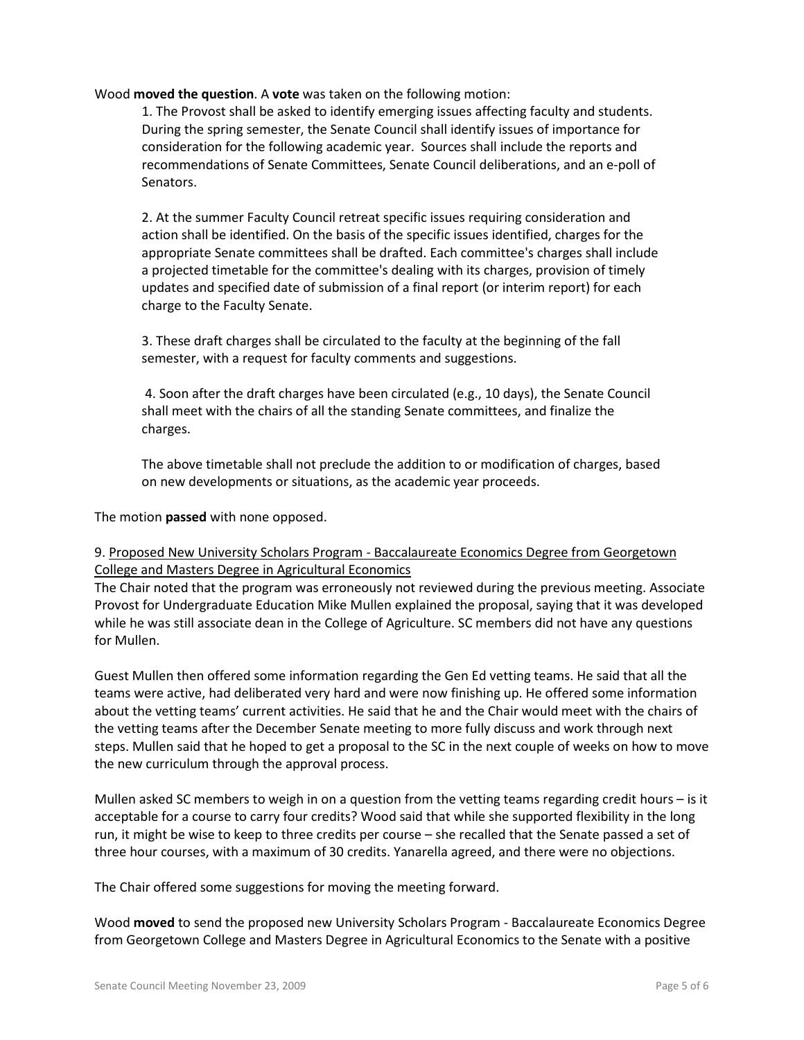Wood **moved the question**. A **vote** was taken on the following motion:

> 1. The Provost shall be asked to identify emerging issues affecting faculty and students. During the spring semester, the Senate Council shall identify issues of importance for consideration for the following academic year. Sources shall include the reports and recommendations of Senate Committees, Senate Council deliberations, and an e-poll of Senators.
>
> 2. At the summer Faculty Council retreat specific issues requiring consideration and action shall be identified. On the basis of the specific issues identified, charges for the appropriate Senate committees shall be drafted. Each committee's charges shall include a projected timetable for the committee's dealing with its charges, provision of timely updates and specified date of submission of a final report (or interim report) for each charge to the Faculty Senate.
>
> 3. These draft charges shall be circulated to the faculty at the beginning of the fall semester, with a request for faculty comments and suggestions.
>
> 4. Soon after the draft charges have been circulated (e.g., 10 days), the Senate Council shall meet with the chairs of all the standing Senate committees, and finalize the charges.
>
> The above timetable shall not preclude the addition to or modification of charges, based on new developments or situations, as the academic year proceeds.

The motion **passed** with none opposed.

9. Proposed New University Scholars Program - Baccalaureate Economics Degree from Georgetown College and Masters Degree in Agricultural Economics

The Chair noted that the program was erroneously not reviewed during the previous meeting. Associate Provost for Undergraduate Education Mike Mullen explained the proposal, saying that it was developed while he was still associate dean in the College of Agriculture. SC members did not have any questions for Mullen.

Guest Mullen then offered some information regarding the Gen Ed vetting teams. He said that all the teams were active, had deliberated very hard and were now finishing up. He offered some information about the vetting teams' current activities. He said that he and the Chair would meet with the chairs of the vetting teams after the December Senate meeting to more fully discuss and work through next steps. Mullen said that he hoped to get a proposal to the SC in the next couple of weeks on how to move the new curriculum through the approval process.

Mullen asked SC members to weigh in on a question from the vetting teams regarding credit hours – is it acceptable for a course to carry four credits? Wood said that while she supported flexibility in the long run, it might be wise to keep to three credits per course – she recalled that the Senate passed a set of three hour courses, with a maximum of 30 credits. Yanarella agreed, and there were no objections.

The Chair offered some suggestions for moving the meeting forward.

Wood **moved** to send the proposed new University Scholars Program - Baccalaureate Economics Degree from Georgetown College and Masters Degree in Agricultural Economics to the Senate with a positive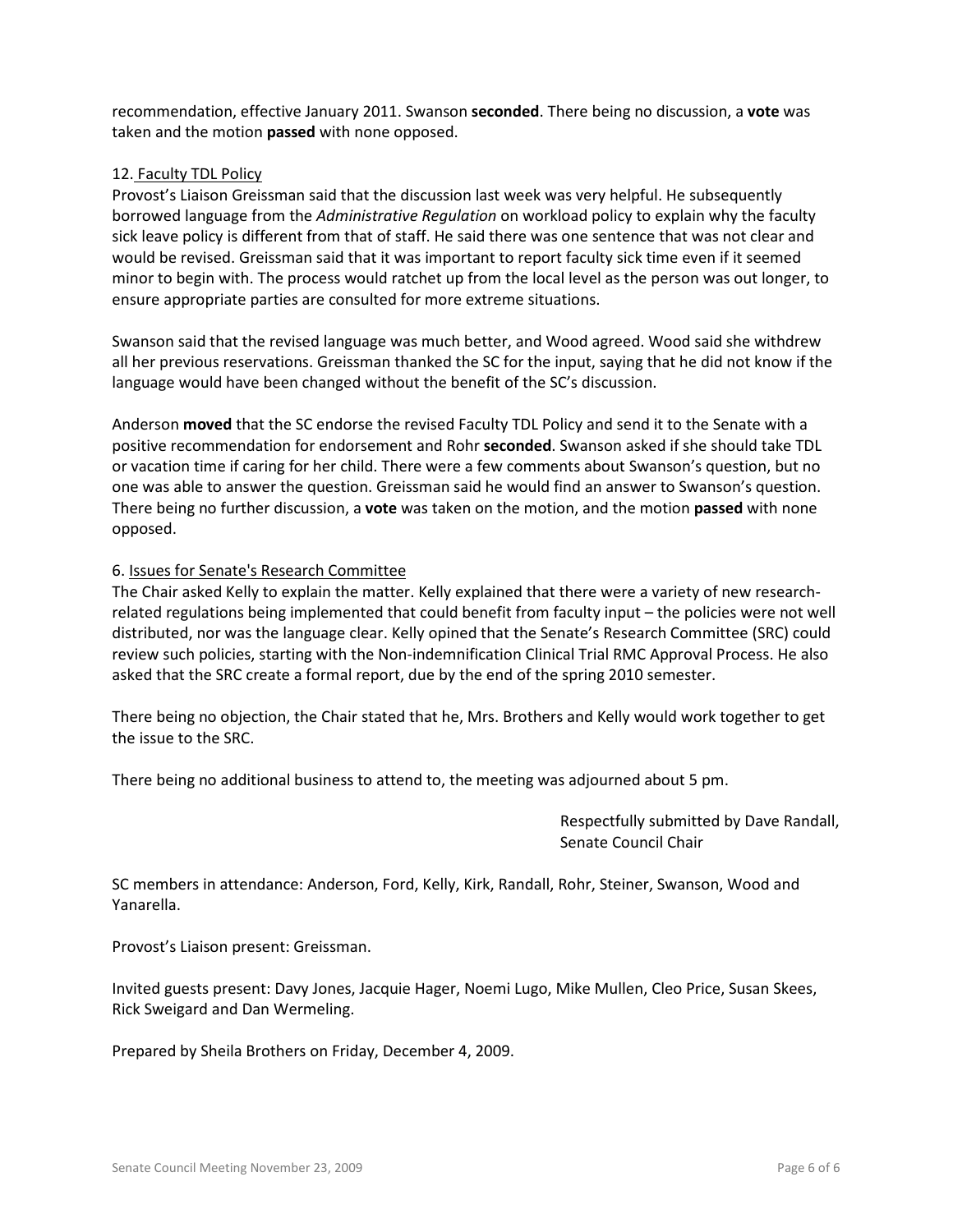recommendation, effective January 2011. Swanson **seconded**. There being no discussion, a **vote** was taken and the motion **passed** with none opposed.

12. Faculty TDL Policy

Provost's Liaison Greissman said that the discussion last week was very helpful. He subsequently borrowed language from the *Administrative Regulation* on workload policy to explain why the faculty sick leave policy is different from that of staff. He said there was one sentence that was not clear and would be revised. Greissman said that it was important to report faculty sick time even if it seemed minor to begin with. The process would ratchet up from the local level as the person was out longer, to ensure appropriate parties are consulted for more extreme situations.

Swanson said that the revised language was much better, and Wood agreed. Wood said she withdrew all her previous reservations. Greissman thanked the SC for the input, saying that he did not know if the language would have been changed without the benefit of the SC's discussion.

Anderson **moved** that the SC endorse the revised Faculty TDL Policy and send it to the Senate with a positive recommendation for endorsement and Rohr **seconded**. Swanson asked if she should take TDL or vacation time if caring for her child. There were a few comments about Swanson's question, but no one was able to answer the question. Greissman said he would find an answer to Swanson's question. There being no further discussion, a **vote** was taken on the motion, and the motion **passed** with none opposed.

6. Issues for Senate's Research Committee

The Chair asked Kelly to explain the matter. Kelly explained that there were a variety of new research-related regulations being implemented that could benefit from faculty input – the policies were not well distributed, nor was the language clear. Kelly opined that the Senate's Research Committee (SRC) could review such policies, starting with the Non-indemnification Clinical Trial RMC Approval Process. He also asked that the SRC create a formal report, due by the end of the spring 2010 semester.

There being no objection, the Chair stated that he, Mrs. Brothers and Kelly would work together to get the issue to the SRC.

There being no additional business to attend to, the meeting was adjourned about 5 pm.

Respectfully submitted by Dave Randall,
Senate Council Chair

SC members in attendance: Anderson, Ford, Kelly, Kirk, Randall, Rohr, Steiner, Swanson, Wood and Yanarella.

Provost's Liaison present: Greissman.

Invited guests present: Davy Jones, Jacquie Hager, Noemi Lugo, Mike Mullen, Cleo Price, Susan Skees, Rick Sweigard and Dan Wermeling.

Prepared by Sheila Brothers on Friday, December 4, 2009.